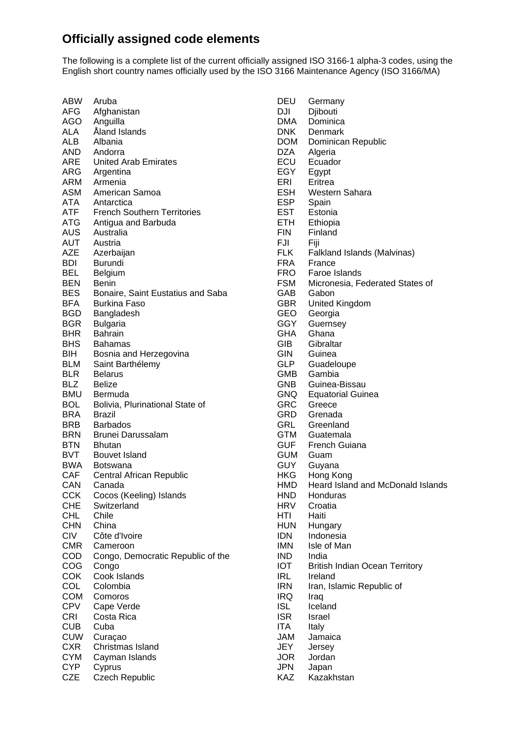# Officially assigned code elements

The following is a complete list of the current officially assigned ISO 3166-1 alpha-3 codes, using the English short country names officially used by the ISO 3166 Maintenance Agency (ISO 3166/MA)

| | |
|---|---|
| ABW | Aruba |
| AFG | Afghanistan |
| AGO | Anguilla |
| ALA | Åland Islands |
| ALB | Albania |
| AND | Andorra |
| ARE | United Arab Emirates |
| ARG | Argentina |
| ARM | Armenia |
| ASM | American Samoa |
| ATA | Antarctica |
| ATF | French Southern Territories |
| ATG | Antigua and Barbuda |
| AUS | Australia |
| AUT | Austria |
| AZE | Azerbaijan |
| BDI | Burundi |
| BEL | Belgium |
| BEN | Benin |
| BES | Bonaire, Saint Eustatius and Saba |
| BFA | Burkina Faso |
| BGD | Bangladesh |
| BGR | Bulgaria |
| BHR | Bahrain |
| BHS | Bahamas |
| BIH | Bosnia and Herzegovina |
| BLM | Saint Barthélemy |
| BLR | Belarus |
| BLZ | Belize |
| BMU | Bermuda |
| BOL | Bolivia, Plurinational State of |
| BRA | Brazil |
| BRB | Barbados |
| BRN | Brunei Darussalam |
| BTN | Bhutan |
| BVT | Bouvet Island |
| BWA | Botswana |
| CAF | Central African Republic |
| CAN | Canada |
| CCK | Cocos (Keeling) Islands |
| CHE | Switzerland |
| CHL | Chile |
| CHN | China |
| CIV | Côte d'Ivoire |
| CMR | Cameroon |
| COD | Congo, Democratic Republic of the |
| COG | Congo |
| COK | Cook Islands |
| COL | Colombia |
| COM | Comoros |
| CPV | Cape Verde |
| CRI | Costa Rica |
| CUB | Cuba |
| CUW | Curaçao |
| CXR | Christmas Island |
| CYM | Cayman Islands |
| CYP | Cyprus |
| CZE | Czech Republic |
| DEU | Germany |
| DJI | Djibouti |
| DMA | Dominica |
| DNK | Denmark |
| DOM | Dominican Republic |
| DZA | Algeria |
| ECU | Ecuador |
| EGY | Egypt |
| ERI | Eritrea |
| ESH | Western Sahara |
| ESP | Spain |
| EST | Estonia |
| ETH | Ethiopia |
| FIN | Finland |
| FJI | Fiji |
| FLK | Falkland Islands (Malvinas) |
| FRA | France |
| FRO | Faroe Islands |
| FSM | Micronesia, Federated States of |
| GAB | Gabon |
| GBR | United Kingdom |
| GEO | Georgia |
| GGY | Guernsey |
| GHA | Ghana |
| GIB | Gibraltar |
| GIN | Guinea |
| GLP | Guadeloupe |
| GMB | Gambia |
| GNB | Guinea-Bissau |
| GNQ | Equatorial Guinea |
| GRC | Greece |
| GRD | Grenada |
| GRL | Greenland |
| GTM | Guatemala |
| GUF | French Guiana |
| GUM | Guam |
| GUY | Guyana |
| HKG | Hong Kong |
| HMD | Heard Island and McDonald Islands |
| HND | Honduras |
| HRV | Croatia |
| HTI | Haiti |
| HUN | Hungary |
| IDN | Indonesia |
| IMN | Isle of Man |
| IND | India |
| IOT | British Indian Ocean Territory |
| IRL | Ireland |
| IRN | Iran, Islamic Republic of |
| IRQ | Iraq |
| ISL | Iceland |
| ISR | Israel |
| ITA | Italy |
| JAM | Jamaica |
| JEY | Jersey |
| JOR | Jordan |
| JPN | Japan |
| KAZ | Kazakhstan |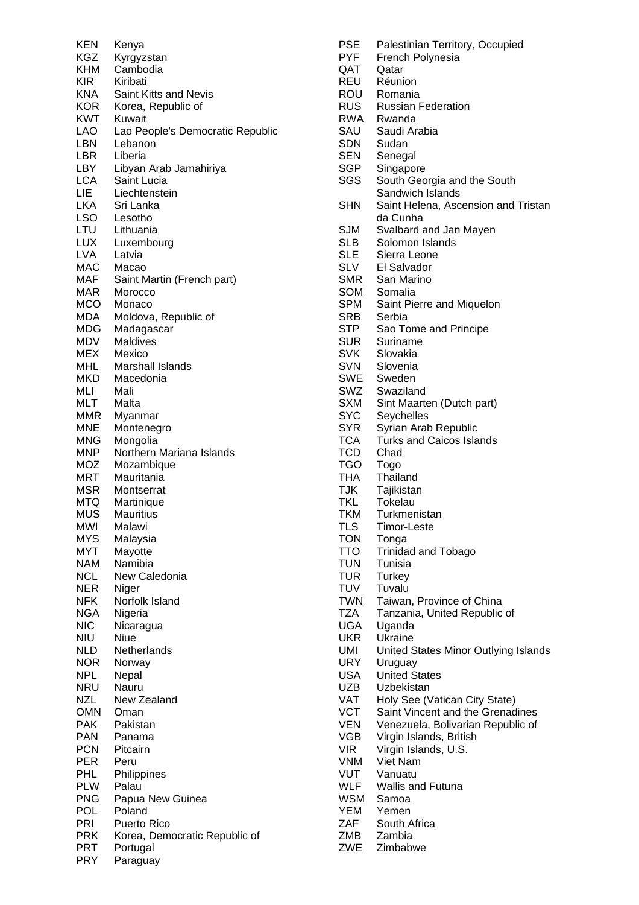| | |
|---|---|
| KEN | Kenya |
| KGZ | Kyrgyzstan |
| KHM | Cambodia |
| KIR | Kiribati |
| KNA | Saint Kitts and Nevis |
| KOR | Korea, Republic of |
| KWT | Kuwait |
| LAO | Lao People's Democratic Republic |
| LBN | Lebanon |
| LBR | Liberia |
| LBY | Libyan Arab Jamahiriya |
| LCA | Saint Lucia |
| LIE | Liechtenstein |
| LKA | Sri Lanka |
| LSO | Lesotho |
| LTU | Lithuania |
| LUX | Luxembourg |
| LVA | Latvia |
| MAC | Macao |
| MAF | Saint Martin (French part) |
| MAR | Morocco |
| MCO | Monaco |
| MDA | Moldova, Republic of |
| MDG | Madagascar |
| MDV | Maldives |
| MEX | Mexico |
| MHL | Marshall Islands |
| MKD | Macedonia |
| MLI | Mali |
| MLT | Malta |
| MMR | Myanmar |
| MNE | Montenegro |
| MNG | Mongolia |
| MNP | Northern Mariana Islands |
| MOZ | Mozambique |
| MRT | Mauritania |
| MSR | Montserrat |
| MTQ | Martinique |
| MUS | Mauritius |
| MWI | Malawi |
| MYS | Malaysia |
| MYT | Mayotte |
| NAM | Namibia |
| NCL | New Caledonia |
| NER | Niger |
| NFK | Norfolk Island |
| NGA | Nigeria |
| NIC | Nicaragua |
| NIU | Niue |
| NLD | Netherlands |
| NOR | Norway |
| NPL | Nepal |
| NRU | Nauru |
| NZL | New Zealand |
| OMN | Oman |
| PAK | Pakistan |
| PAN | Panama |
| PCN | Pitcairn |
| PER | Peru |
| PHL | Philippines |
| PLW | Palau |
| PNG | Papua New Guinea |
| POL | Poland |
| PRI | Puerto Rico |
| PRK | Korea, Democratic Republic of |
| PRT | Portugal |
| PRY | Paraguay |
| PSE | Palestinian Territory, Occupied |
| PYF | French Polynesia |
| QAT | Qatar |
| REU | Réunion |
| ROU | Romania |
| RUS | Russian Federation |
| RWA | Rwanda |
| SAU | Saudi Arabia |
| SDN | Sudan |
| SEN | Senegal |
| SGP | Singapore |
| SGS | South Georgia and the South Sandwich Islands |
| SHN | Saint Helena, Ascension and Tristan da Cunha |
| SJM | Svalbard and Jan Mayen |
| SLB | Solomon Islands |
| SLE | Sierra Leone |
| SLV | El Salvador |
| SMR | San Marino |
| SOM | Somalia |
| SPM | Saint Pierre and Miquelon |
| SRB | Serbia |
| STP | Sao Tome and Principe |
| SUR | Suriname |
| SVK | Slovakia |
| SVN | Slovenia |
| SWE | Sweden |
| SWZ | Swaziland |
| SXM | Sint Maarten (Dutch part) |
| SYC | Seychelles |
| SYR | Syrian Arab Republic |
| TCA | Turks and Caicos Islands |
| TCD | Chad |
| TGO | Togo |
| THA | Thailand |
| TJK | Tajikistan |
| TKL | Tokelau |
| TKM | Turkmenistan |
| TLS | Timor-Leste |
| TON | Tonga |
| TTO | Trinidad and Tobago |
| TUN | Tunisia |
| TUR | Turkey |
| TUV | Tuvalu |
| TWN | Taiwan, Province of China |
| TZA | Tanzania, United Republic of |
| UGA | Uganda |
| UKR | Ukraine |
| UMI | United States Minor Outlying Islands |
| URY | Uruguay |
| USA | United States |
| UZB | Uzbekistan |
| VAT | Holy See (Vatican City State) |
| VCT | Saint Vincent and the Grenadines |
| VEN | Venezuela, Bolivarian Republic of |
| VGB | Virgin Islands, British |
| VIR | Virgin Islands, U.S. |
| VNM | Viet Nam |
| VUT | Vanuatu |
| WLF | Wallis and Futuna |
| WSM | Samoa |
| YEM | Yemen |
| ZAF | South Africa |
| ZMB | Zambia |
| ZWE | Zimbabwe |